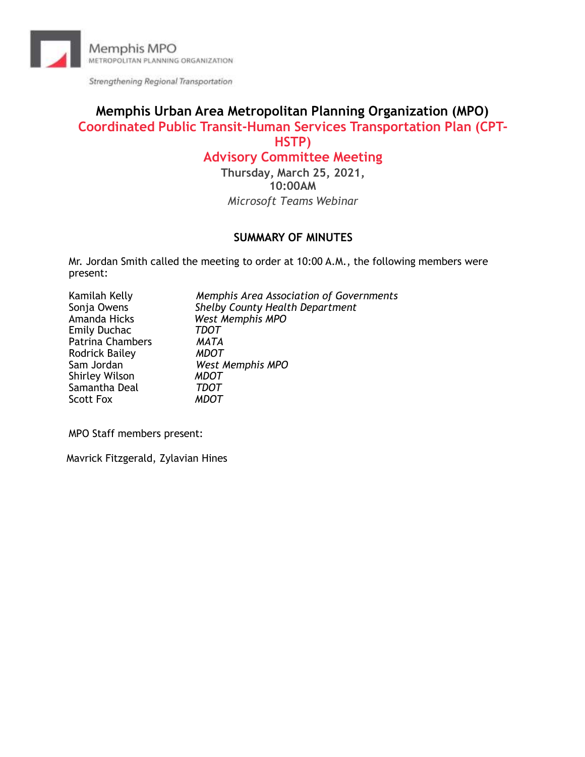Memphis MPO
METROPOLITAN PLANNING ORGANIZATION

*Strengthening Regional Transportation*

# Memphis Urban Area Metropolitan Planning Organization (MPO)

## Coordinated Public Transit-Human Services Transportation Plan (CPT-HSTP)

## Advisory Committee Meeting

**Thursday, March 25, 2021,**
**10:00AM**
*Microsoft Teams Webinar*

### SUMMARY OF MINUTES

Mr. Jordan Smith called the meeting to order at 10:00 A.M., the following members were present:

| | |
|---|---|
| Kamilah Kelly | *Memphis Area Association of Governments* |
| Sonja Owens | *Shelby County Health Department* |
| Amanda Hicks | *West Memphis MPO* |
| Emily Duchac | *TDOT* |
| Patrina Chambers | *MATA* |
| Rodrick Bailey | *MDOT* |
| Sam Jordan | *West Memphis MPO* |
| Shirley Wilson | *MDOT* |
| Samantha Deal | *TDOT* |
| Scott Fox | *MDOT* |

MPO Staff members present:

Mavrick Fitzgerald, Zylavian Hines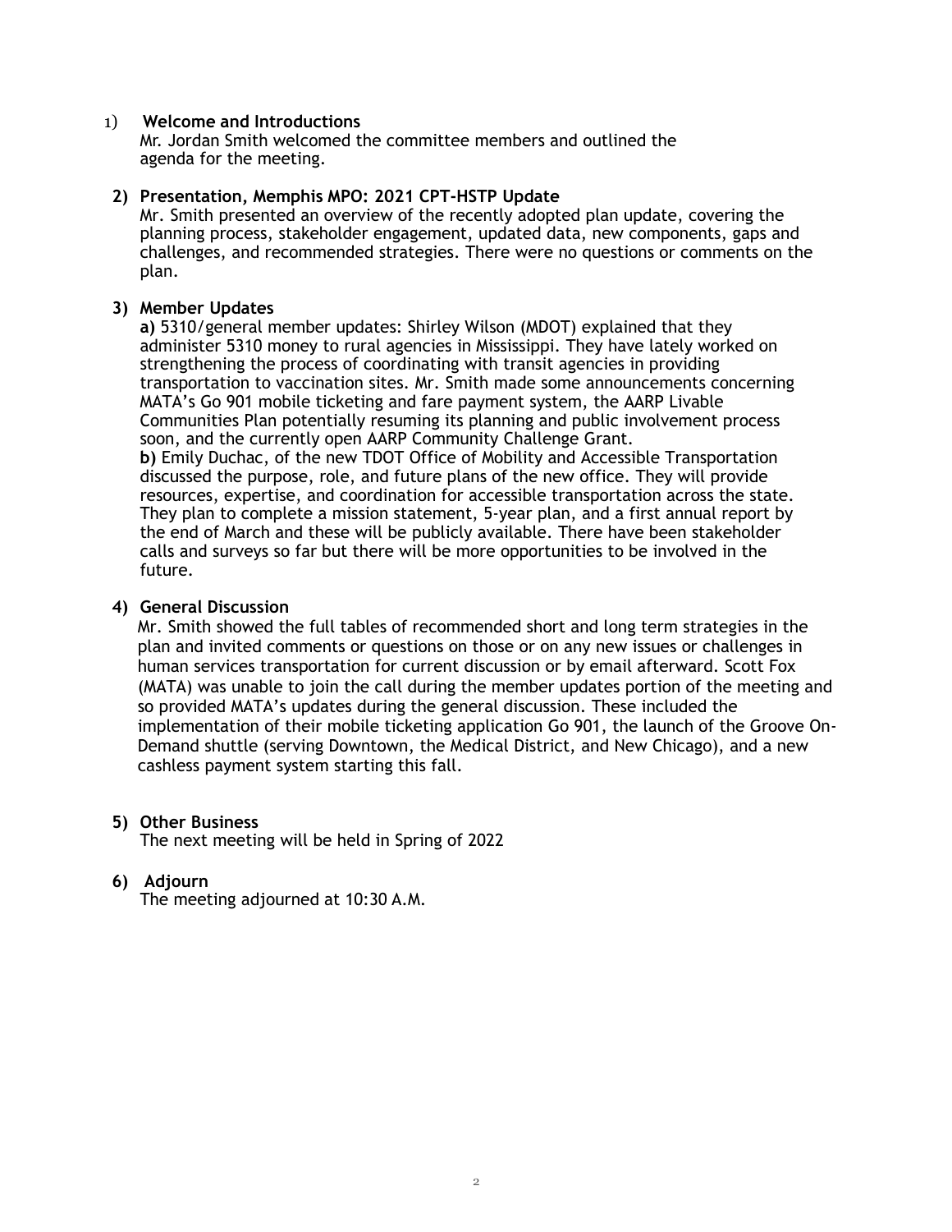1) **Welcome and Introductions**

Mr. Jordan Smith welcomed the committee members and outlined the agenda for the meeting.

2) **Presentation, Memphis MPO: 2021 CPT-HSTP Update**

Mr. Smith presented an overview of the recently adopted plan update, covering the planning process, stakeholder engagement, updated data, new components, gaps and challenges, and recommended strategies. There were no questions or comments on the plan.

3) **Member Updates**

**a)** 5310/general member updates: Shirley Wilson (MDOT) explained that they administer 5310 money to rural agencies in Mississippi. They have lately worked on strengthening the process of coordinating with transit agencies in providing transportation to vaccination sites. Mr. Smith made some announcements concerning MATA's Go 901 mobile ticketing and fare payment system, the AARP Livable Communities Plan potentially resuming its planning and public involvement process soon, and the currently open AARP Community Challenge Grant.

**b)** Emily Duchac, of the new TDOT Office of Mobility and Accessible Transportation discussed the purpose, role, and future plans of the new office. They will provide resources, expertise, and coordination for accessible transportation across the state. They plan to complete a mission statement, 5-year plan, and a first annual report by the end of March and these will be publicly available. There have been stakeholder calls and surveys so far but there will be more opportunities to be involved in the future.

4) **General Discussion**

Mr. Smith showed the full tables of recommended short and long term strategies in the plan and invited comments or questions on those or on any new issues or challenges in human services transportation for current discussion or by email afterward. Scott Fox (MATA) was unable to join the call during the member updates portion of the meeting and so provided MATA's updates during the general discussion. These included the implementation of their mobile ticketing application Go 901, the launch of the Groove On-Demand shuttle (serving Downtown, the Medical District, and New Chicago), and a new cashless payment system starting this fall.

5) **Other Business**

The next meeting will be held in Spring of 2022

6) **Adjourn**

The meeting adjourned at 10:30 A.M.